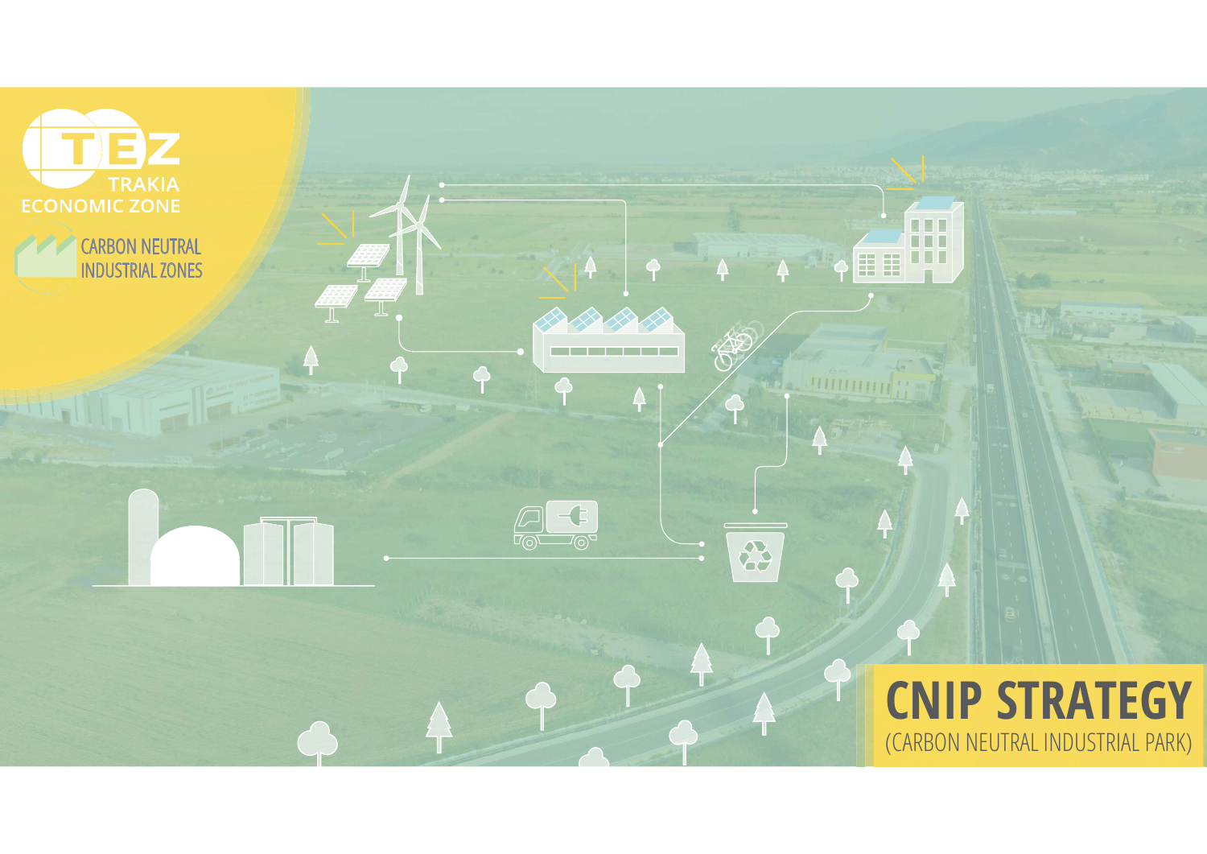TEZ
TRAKIA
ECONOMIC ZONE

CARBON NEUTRAL
INDUSTRIAL ZONES

# CNIP STRATEGY

(CARBON NEUTRAL INDUSTRIAL PARK)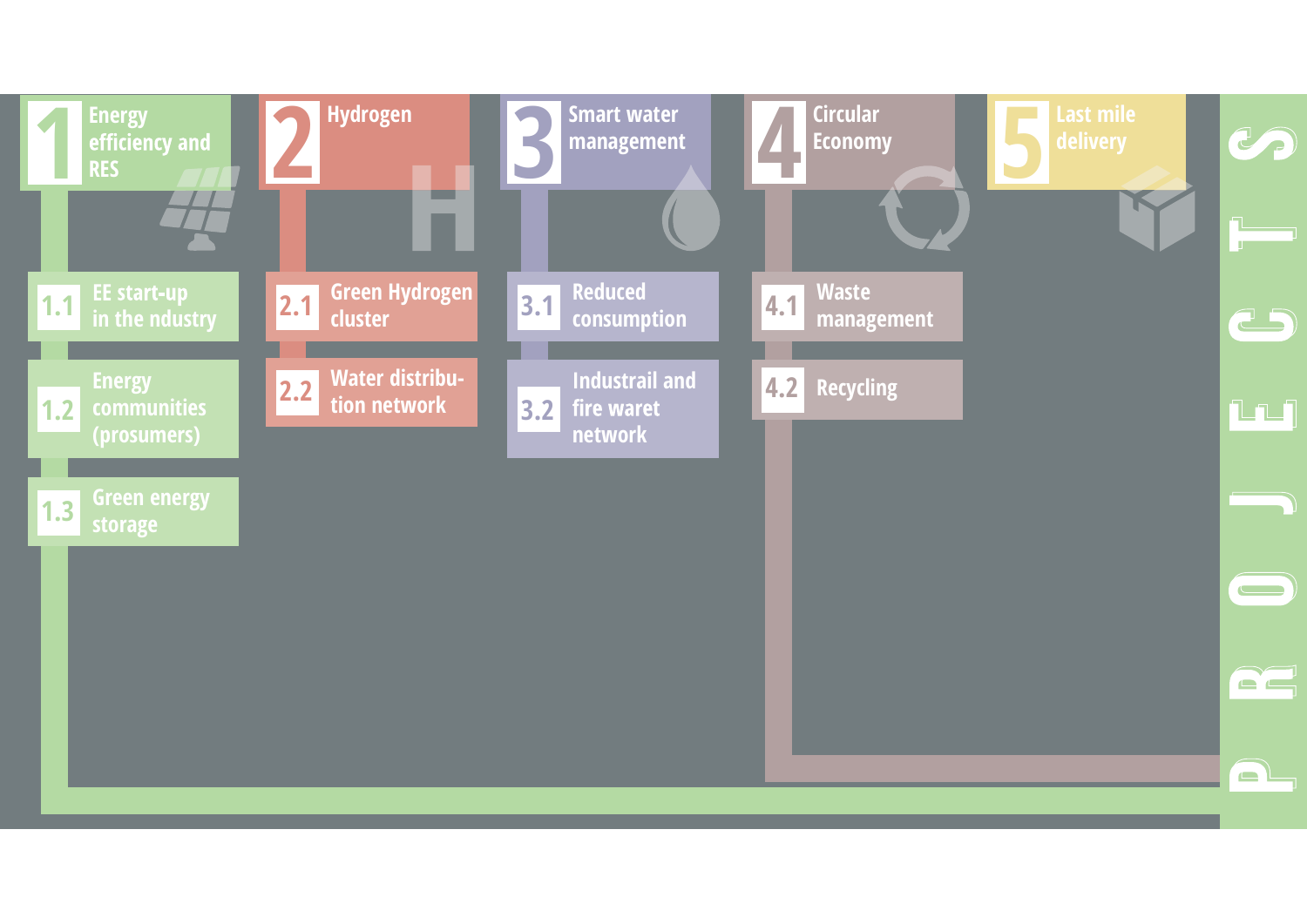# PROJECTS

## 1 Energy efficiency and RES

- 1.1 EE start-up in the ndustry
- 1.2 Energy communities (prosumers)
- 1.3 Green energy storage

## 2 Hydrogen

- 2.1 Green Hydrogen cluster
- 2.2 Water distribu-tion network

## 3 Smart water management

- 3.1 Reduced consumption
- 3.2 Industrail and fire waret network

## 4 Circular Economy

- 4.1 Waste management
- 4.2 Recycling

## 5 Last mile delivery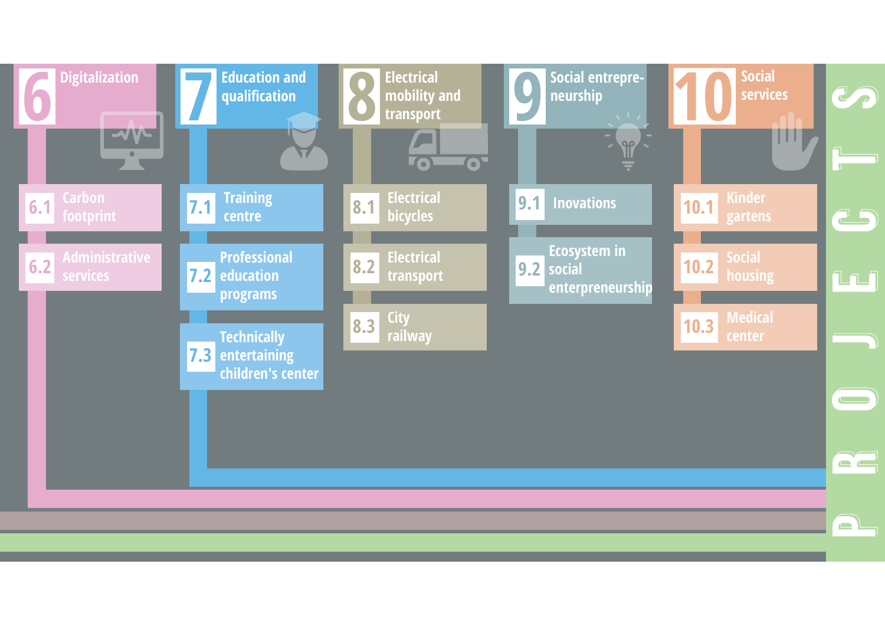# PROJECTS

## 6 Digitalization

- 6.1 Carbon footprint
- 6.2 Administrative services

## 7 Education and qualification

- 7.1 Training centre
- 7.2 Professional education programs
- 7.3 Technically entertaining children's center

## 8 Electrical mobility and transport

- 8.1 Electrical bicycles
- 8.2 Electrical transport
- 8.3 City railway

## 9 Social entrepreneurship

- 9.1 Inovations
- 9.2 Ecosystem in social enterpreneurship

## 10 Social services

- 10.1 Kinder gartens
- 10.2 Social housing
- 10.3 Medical center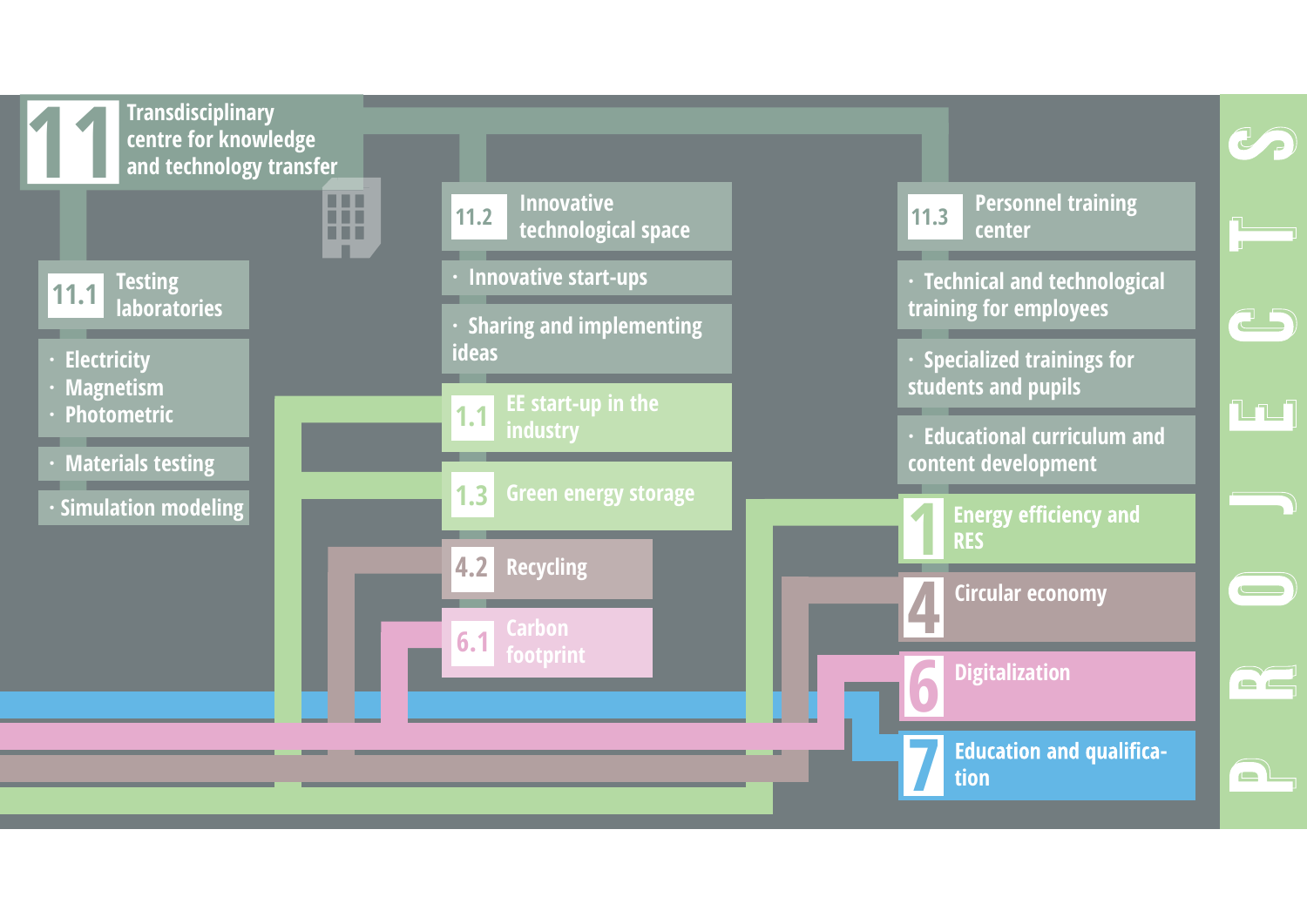# PROJECTS

## 11 Transdisciplinary centre for knowledge and technology transfer

### 11.1 Testing laboratories

- Electricity
- Magnetism
- Photometric

- Materials testing

- Simulation modeling

### 11.2 Innovative technological space

- Innovative start-ups

- Sharing and implementing ideas

**1.1** EE start-up in the industry

**1.3** Green energy storage

**4.2** Recycling

**6.1** Carbon footprint

### 11.3 Personnel training center

- Technical and technological training for employees

- Specialized trainings for students and pupils

- Educational curriculum and content development

**1** Energy efficiency and RES

**4** Circular economy

**6** Digitalization

**7** Education and qualification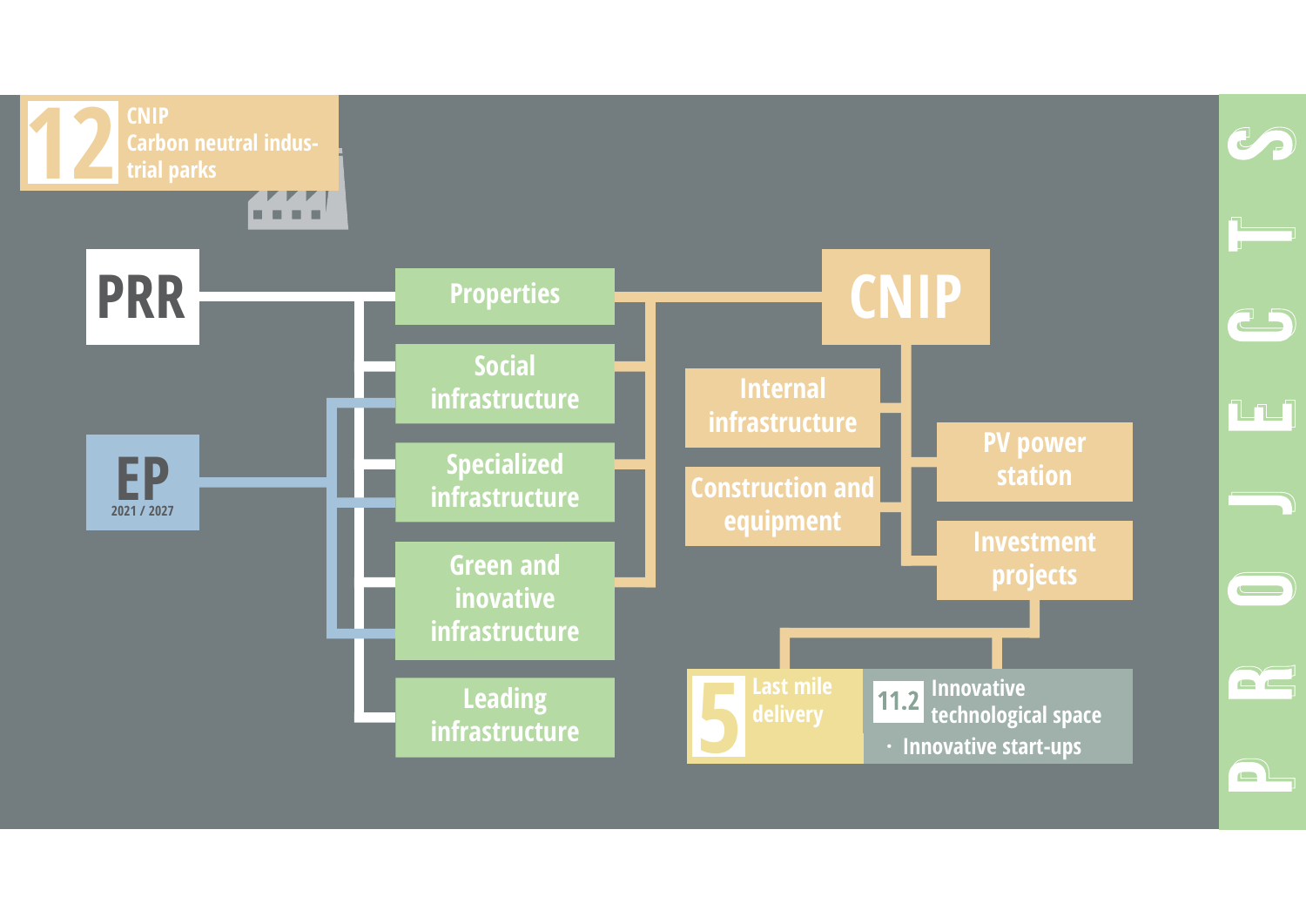# 12 CNIP Carbon neutral industrial parks

PRR

EP 2021 / 2027

- Properties
- Social infrastructure
- Specialized infrastructure
- Green and inovative infrastructure
- Leading infrastructure

CNIP

- Internal infrastructure
- Construction and equipment
- PV power station
- Investment projects

5 Last mile delivery

11.2 Innovative technological space

- Innovative start-ups

PROJECTS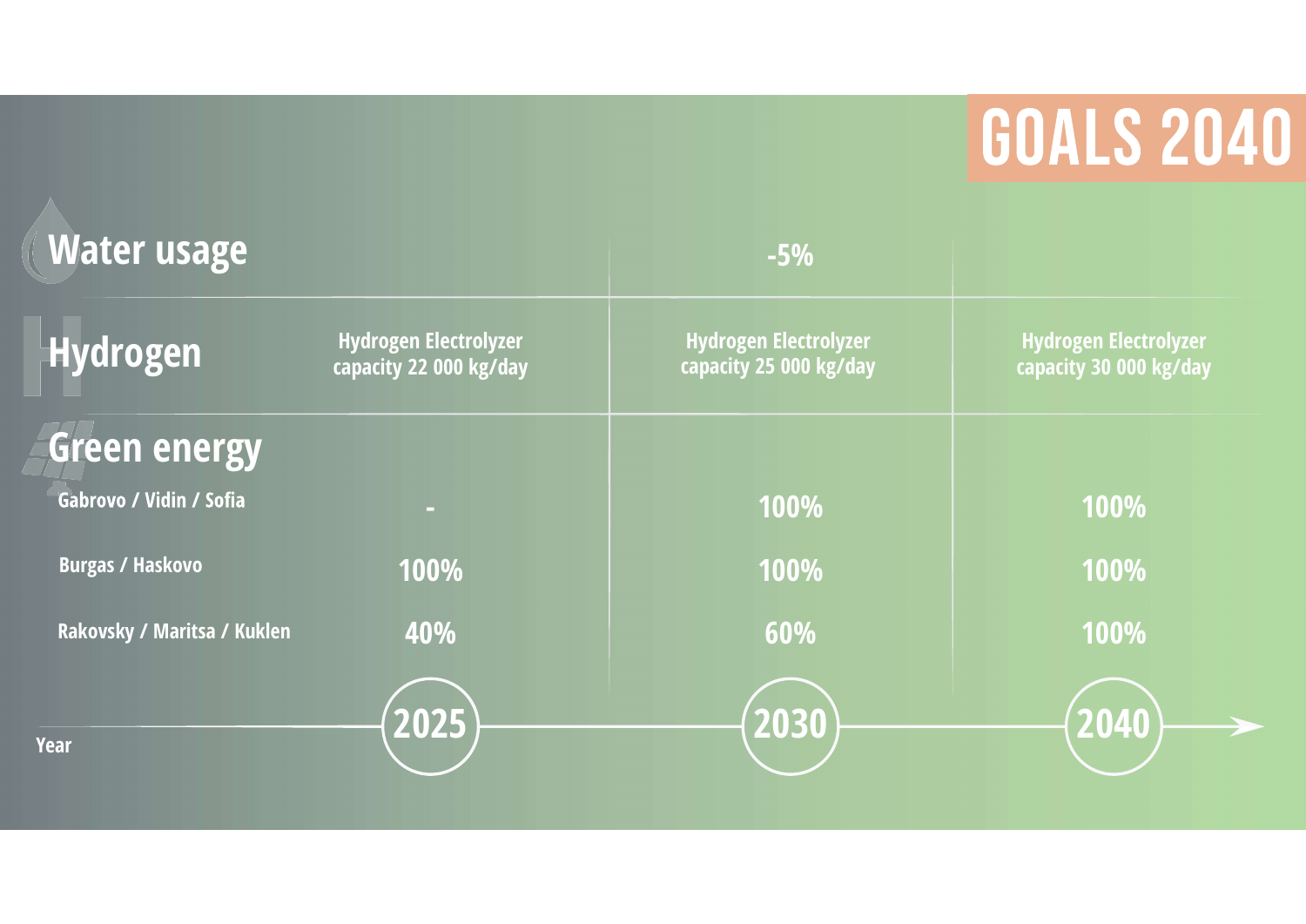# GOALS 2040

| | 2025 | 2030 | 2040 |
|---|---|---|---|
| **Water usage** | | -5% | |
| **Hydrogen** | Hydrogen Electrolyzer capacity 22 000 kg/day | Hydrogen Electrolyzer capacity 25 000 kg/day | Hydrogen Electrolyzer capacity 30 000 kg/day |
| **Green energy** | | | |
| Gabrovo / Vidin / Sofia | - | 100% | 100% |
| Burgas / Haskovo | 100% | 100% | 100% |
| Rakovsky / Maritsa / Kuklen | 40% | 60% | 100% |
| Year | 2025 | 2030 | 2040 |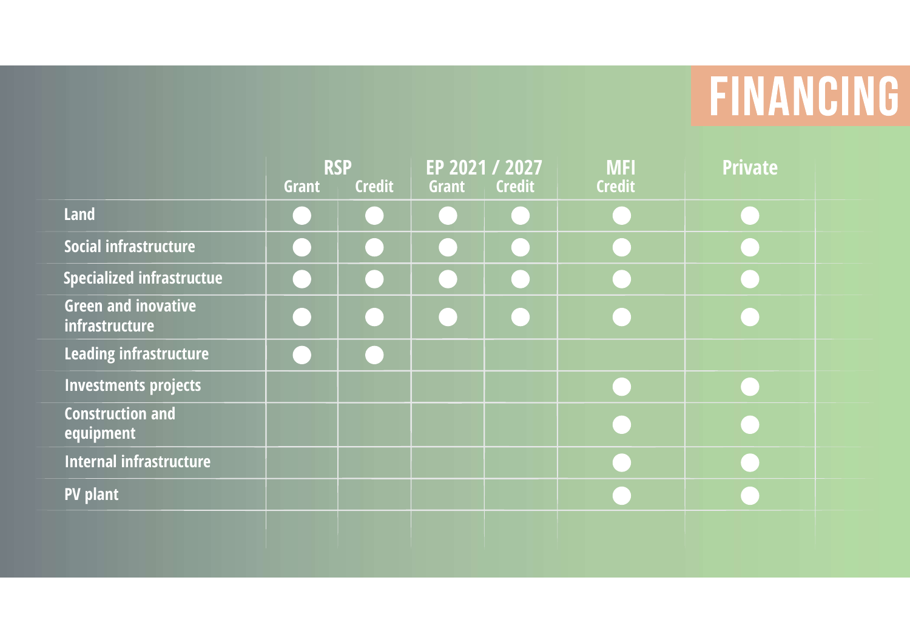# FINANCING

| | RSP | | EP 2021 / 2027 | | MFI | Private |
|---|---|---|---|---|---|---|
| | Grant | Credit | Grant | Credit | Credit | |
| Land | ● | ● | ● | ● | ● | ● |
| Social infrastructure | ● | ● | ● | ● | ● | ● |
| Specialized infrastructue | ● | ● | ● | ● | ● | ● |
| Green and inovative infrastructure | ● | ● | ● | ● | ● | ● |
| Leading infrastructure | ● | ● | | | | |
| Investments projects | | | | | ● | ● |
| Construction and equipment | | | | | ● | ● |
| Internal infrastructure | | | | | ● | ● |
| PV plant | | | | | ● | ● |